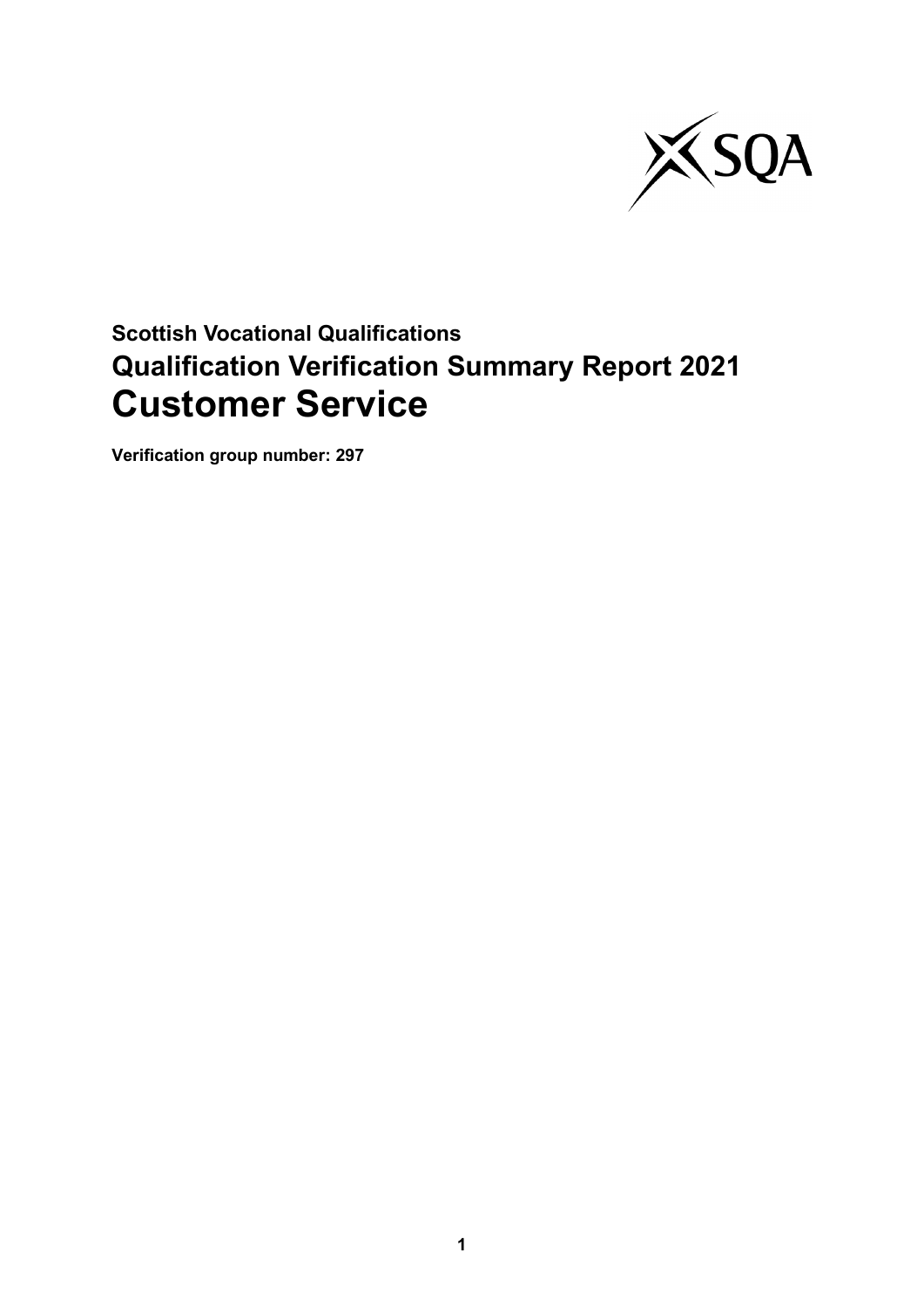**Scottish Vocational Qualifications**

## Qualification Verification Summary Report 2021

# Customer Service

**Verification group number: 297**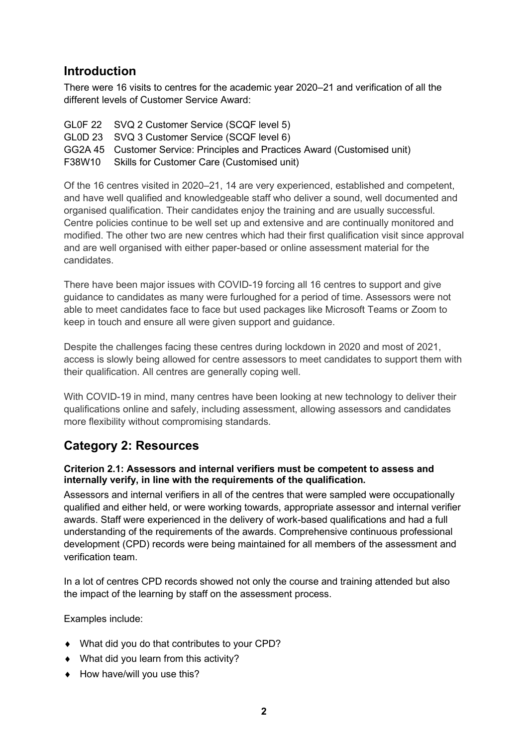## Introduction

There were 16 visits to centres for the academic year 2020–21 and verification of all the different levels of Customer Service Award:

GL0F 22 SVQ 2 Customer Service (SCQF level 5)
GL0D 23 SVQ 3 Customer Service (SCQF level 6)
GG2A 45 Customer Service: Principles and Practices Award (Customised unit)
F38W10 Skills for Customer Care (Customised unit)

Of the 16 centres visited in 2020–21, 14 are very experienced, established and competent, and have well qualified and knowledgeable staff who deliver a sound, well documented and organised qualification. Their candidates enjoy the training and are usually successful. Centre policies continue to be well set up and extensive and are continually monitored and modified. The other two are new centres which had their first qualification visit since approval and are well organised with either paper-based or online assessment material for the candidates.

There have been major issues with COVID-19 forcing all 16 centres to support and give guidance to candidates as many were furloughed for a period of time. Assessors were not able to meet candidates face to face but used packages like Microsoft Teams or Zoom to keep in touch and ensure all were given support and guidance.

Despite the challenges facing these centres during lockdown in 2020 and most of 2021, access is slowly being allowed for centre assessors to meet candidates to support them with their qualification. All centres are generally coping well.

With COVID-19 in mind, many centres have been looking at new technology to deliver their qualifications online and safely, including assessment, allowing assessors and candidates more flexibility without compromising standards.

## Category 2: Resources

**Criterion 2.1: Assessors and internal verifiers must be competent to assess and internally verify, in line with the requirements of the qualification.**

Assessors and internal verifiers in all of the centres that were sampled were occupationally qualified and either held, or were working towards, appropriate assessor and internal verifier awards. Staff were experienced in the delivery of work-based qualifications and had a full understanding of the requirements of the awards. Comprehensive continuous professional development (CPD) records were being maintained for all members of the assessment and verification team.

In a lot of centres CPD records showed not only the course and training attended but also the impact of the learning by staff on the assessment process.

Examples include:

- What did you do that contributes to your CPD?
- What did you learn from this activity?
- How have/will you use this?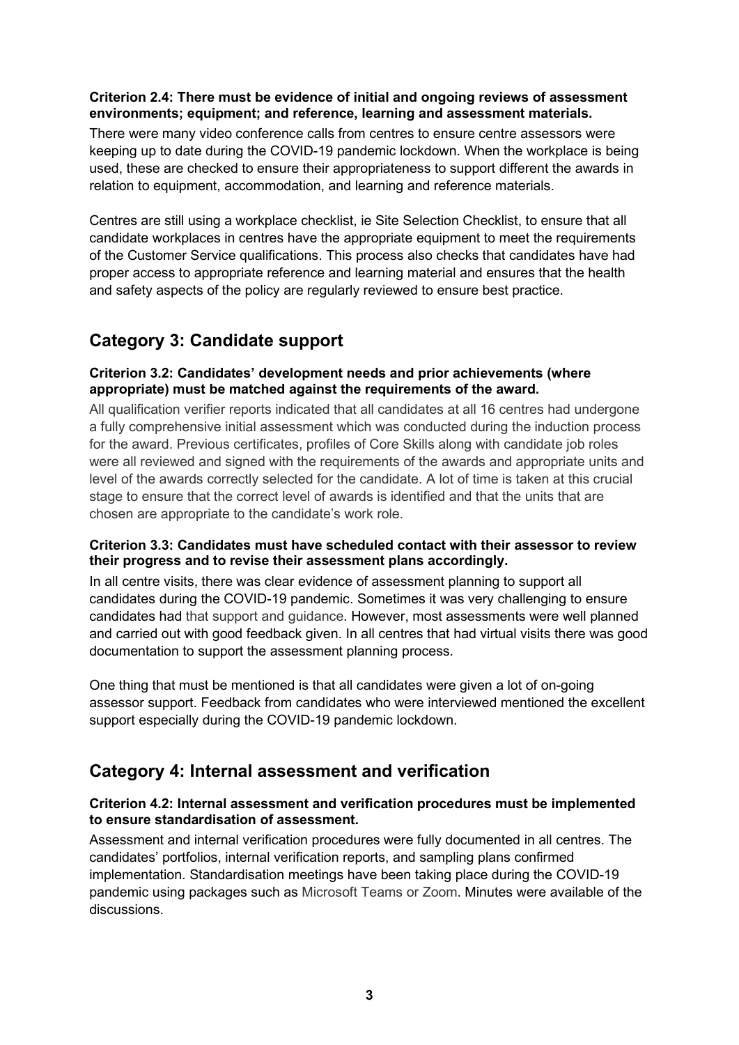**Criterion 2.4: There must be evidence of initial and ongoing reviews of assessment environments; equipment; and reference, learning and assessment materials.**

There were many video conference calls from centres to ensure centre assessors were keeping up to date during the COVID-19 pandemic lockdown. When the workplace is being used, these are checked to ensure their appropriateness to support different the awards in relation to equipment, accommodation, and learning and reference materials.

Centres are still using a workplace checklist, ie Site Selection Checklist, to ensure that all candidate workplaces in centres have the appropriate equipment to meet the requirements of the Customer Service qualifications. This process also checks that candidates have had proper access to appropriate reference and learning material and ensures that the health and safety aspects of the policy are regularly reviewed to ensure best practice.

## Category 3: Candidate support

**Criterion 3.2: Candidates' development needs and prior achievements (where appropriate) must be matched against the requirements of the award.**

All qualification verifier reports indicated that all candidates at all 16 centres had undergone a fully comprehensive initial assessment which was conducted during the induction process for the award. Previous certificates, profiles of Core Skills along with candidate job roles were all reviewed and signed with the requirements of the awards and appropriate units and level of the awards correctly selected for the candidate. A lot of time is taken at this crucial stage to ensure that the correct level of awards is identified and that the units that are chosen are appropriate to the candidate's work role.

**Criterion 3.3: Candidates must have scheduled contact with their assessor to review their progress and to revise their assessment plans accordingly.**

In all centre visits, there was clear evidence of assessment planning to support all candidates during the COVID-19 pandemic. Sometimes it was very challenging to ensure candidates had that support and guidance. However, most assessments were well planned and carried out with good feedback given. In all centres that had virtual visits there was good documentation to support the assessment planning process.

One thing that must be mentioned is that all candidates were given a lot of on-going assessor support. Feedback from candidates who were interviewed mentioned the excellent support especially during the COVID-19 pandemic lockdown.

## Category 4: Internal assessment and verification

**Criterion 4.2: Internal assessment and verification procedures must be implemented to ensure standardisation of assessment.**

Assessment and internal verification procedures were fully documented in all centres. The candidates' portfolios, internal verification reports, and sampling plans confirmed implementation. Standardisation meetings have been taking place during the COVID-19 pandemic using packages such as Microsoft Teams or Zoom. Minutes were available of the discussions.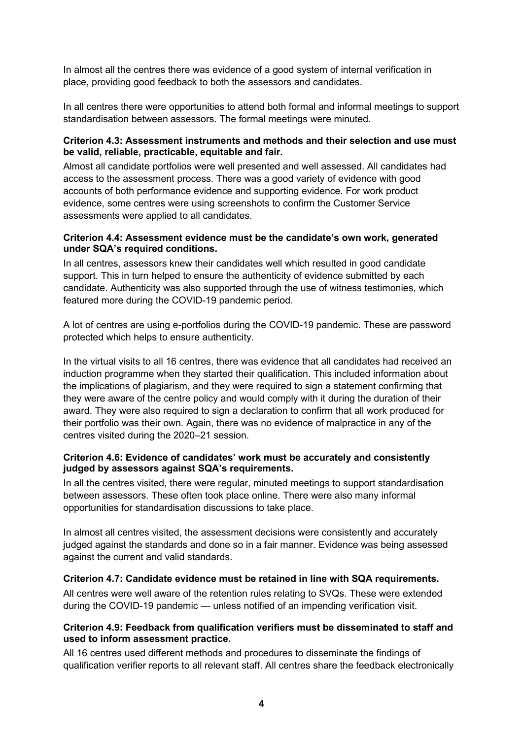In almost all the centres there was evidence of a good system of internal verification in place, providing good feedback to both the assessors and candidates.

In all centres there were opportunities to attend both formal and informal meetings to support standardisation between assessors. The formal meetings were minuted.

**Criterion 4.3: Assessment instruments and methods and their selection and use must be valid, reliable, practicable, equitable and fair.**

Almost all candidate portfolios were well presented and well assessed. All candidates had access to the assessment process. There was a good variety of evidence with good accounts of both performance evidence and supporting evidence. For work product evidence, some centres were using screenshots to confirm the Customer Service assessments were applied to all candidates.

**Criterion 4.4: Assessment evidence must be the candidate's own work, generated under SQA's required conditions.**

In all centres, assessors knew their candidates well which resulted in good candidate support. This in turn helped to ensure the authenticity of evidence submitted by each candidate. Authenticity was also supported through the use of witness testimonies, which featured more during the COVID-19 pandemic period.

A lot of centres are using e-portfolios during the COVID-19 pandemic. These are password protected which helps to ensure authenticity.

In the virtual visits to all 16 centres, there was evidence that all candidates had received an induction programme when they started their qualification. This included information about the implications of plagiarism, and they were required to sign a statement confirming that they were aware of the centre policy and would comply with it during the duration of their award. They were also required to sign a declaration to confirm that all work produced for their portfolio was their own. Again, there was no evidence of malpractice in any of the centres visited during the 2020–21 session.

**Criterion 4.6: Evidence of candidates' work must be accurately and consistently judged by assessors against SQA's requirements.**

In all the centres visited, there were regular, minuted meetings to support standardisation between assessors. These often took place online. There were also many informal opportunities for standardisation discussions to take place.

In almost all centres visited, the assessment decisions were consistently and accurately judged against the standards and done so in a fair manner. Evidence was being assessed against the current and valid standards.

**Criterion 4.7: Candidate evidence must be retained in line with SQA requirements.**

All centres were well aware of the retention rules relating to SVQs. These were extended during the COVID-19 pandemic — unless notified of an impending verification visit.

**Criterion 4.9: Feedback from qualification verifiers must be disseminated to staff and used to inform assessment practice.**

All 16 centres used different methods and procedures to disseminate the findings of qualification verifier reports to all relevant staff. All centres share the feedback electronically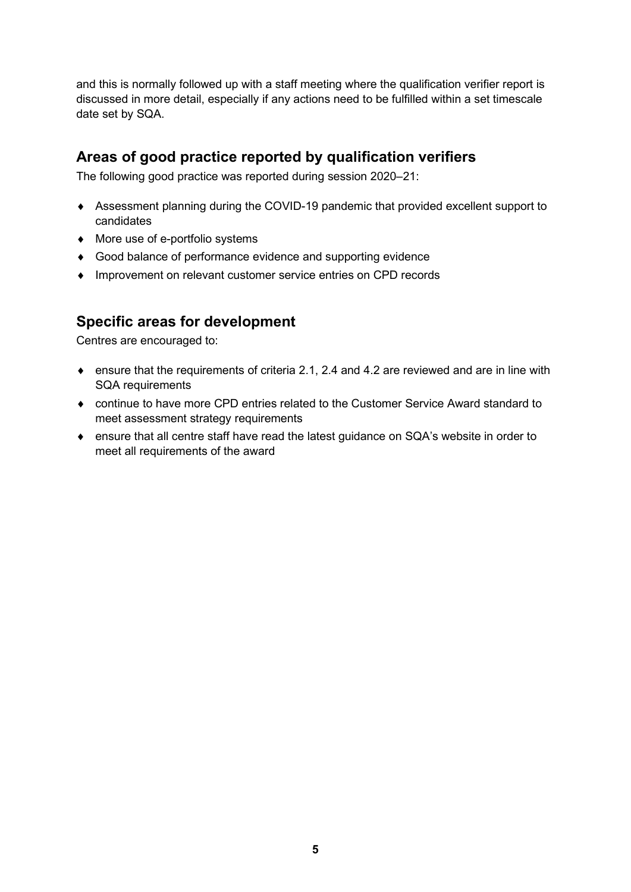and this is normally followed up with a staff meeting where the qualification verifier report is discussed in more detail, especially if any actions need to be fulfilled within a set timescale date set by SQA.

## Areas of good practice reported by qualification verifiers

The following good practice was reported during session 2020–21:

- Assessment planning during the COVID-19 pandemic that provided excellent support to candidates
- More use of e-portfolio systems
- Good balance of performance evidence and supporting evidence
- Improvement on relevant customer service entries on CPD records

## Specific areas for development

Centres are encouraged to:

- ensure that the requirements of criteria 2.1, 2.4 and 4.2 are reviewed and are in line with SQA requirements
- continue to have more CPD entries related to the Customer Service Award standard to meet assessment strategy requirements
- ensure that all centre staff have read the latest guidance on SQA's website in order to meet all requirements of the award